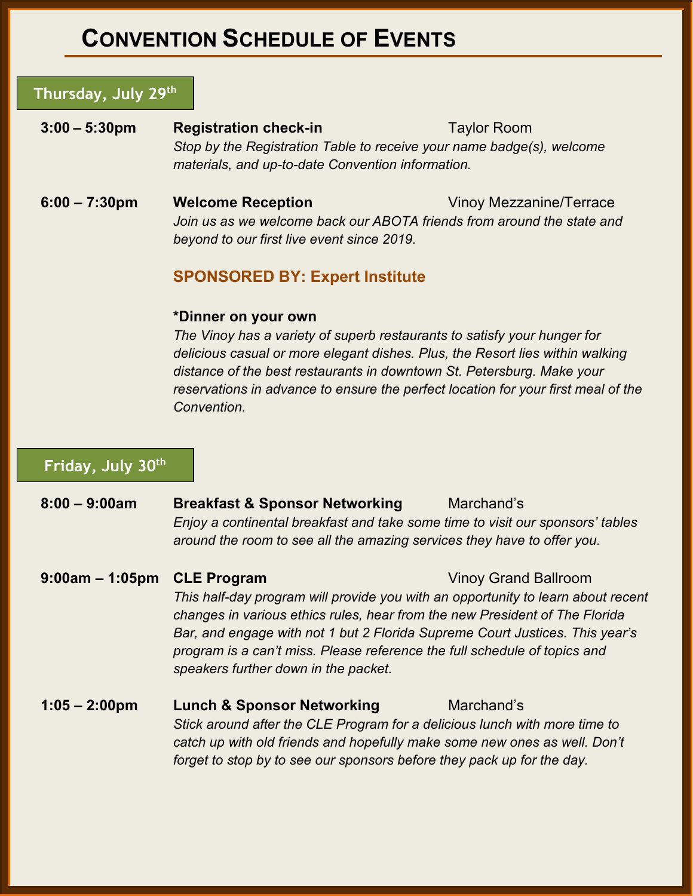# CONVENTION SCHEDULE OF EVENTS

## Thursday, July 29th

**3:00 – 5:30pm** **Registration check-in** Taylor Room

*Stop by the Registration Table to receive your name badge(s), welcome materials, and up-to-date Convention information.*

**6:00 – 7:30pm** **Welcome Reception** Vinoy Mezzanine/Terrace

*Join us as we welcome back our ABOTA friends from around the state and beyond to our first live event since 2019.*

**SPONSORED BY: Expert Institute**

**\*Dinner on your own**

*The Vinoy has a variety of superb restaurants to satisfy your hunger for delicious casual or more elegant dishes. Plus, the Resort lies within walking distance of the best restaurants in downtown St. Petersburg. Make your reservations in advance to ensure the perfect location for your first meal of the Convention.*

## Friday, July 30th

**8:00 – 9:00am** **Breakfast & Sponsor Networking** Marchand's

*Enjoy a continental breakfast and take some time to visit our sponsors' tables around the room to see all the amazing services they have to offer you.*

**9:00am – 1:05pm** **CLE Program** Vinoy Grand Ballroom

*This half-day program will provide you with an opportunity to learn about recent changes in various ethics rules, hear from the new President of The Florida Bar, and engage with not 1 but 2 Florida Supreme Court Justices. This year's program is a can't miss. Please reference the full schedule of topics and speakers further down in the packet.*

**1:05 – 2:00pm** **Lunch & Sponsor Networking** Marchand's

*Stick around after the CLE Program for a delicious lunch with more time to catch up with old friends and hopefully make some new ones as well. Don't forget to stop by to see our sponsors before they pack up for the day.*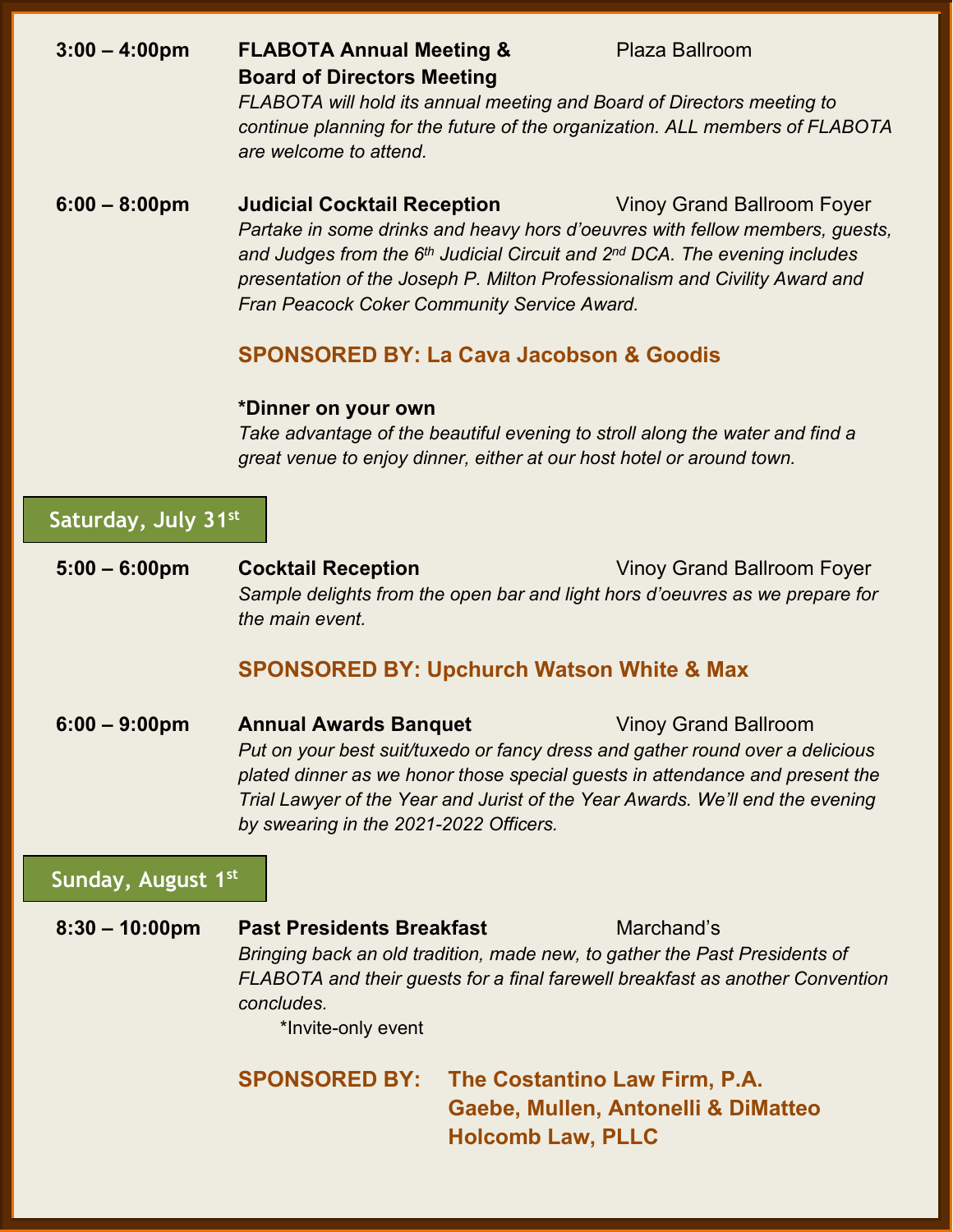**3:00 – 4:00pm** **FLABOTA Annual Meeting & Board of Directors Meeting** Plaza Ballroom

*FLABOTA will hold its annual meeting and Board of Directors meeting to continue planning for the future of the organization. ALL members of FLABOTA are welcome to attend.*

**6:00 – 8:00pm** **Judicial Cocktail Reception** Vinoy Grand Ballroom Foyer

*Partake in some drinks and heavy hors d'oeuvres with fellow members, guests, and Judges from the 6th Judicial Circuit and 2nd DCA. The evening includes presentation of the Joseph P. Milton Professionalism and Civility Award and Fran Peacock Coker Community Service Award.*

**SPONSORED BY: La Cava Jacobson & Goodis**

**\*Dinner on your own**

*Take advantage of the beautiful evening to stroll along the water and find a great venue to enjoy dinner, either at our host hotel or around town.*

## Saturday, July 31st

**5:00 – 6:00pm** **Cocktail Reception** Vinoy Grand Ballroom Foyer

*Sample delights from the open bar and light hors d'oeuvres as we prepare for the main event.*

**SPONSORED BY: Upchurch Watson White & Max**

**6:00 – 9:00pm** **Annual Awards Banquet** Vinoy Grand Ballroom

*Put on your best suit/tuxedo or fancy dress and gather round over a delicious plated dinner as we honor those special guests in attendance and present the Trial Lawyer of the Year and Jurist of the Year Awards. We'll end the evening by swearing in the 2021-2022 Officers.*

## Sunday, August 1st

**8:30 – 10:00pm** **Past Presidents Breakfast** Marchand's

*Bringing back an old tradition, made new, to gather the Past Presidents of FLABOTA and their guests for a final farewell breakfast as another Convention concludes.*

\*Invite-only event

**SPONSORED BY:**
**The Costantino Law Firm, P.A.**
**Gaebe, Mullen, Antonelli & DiMatteo**
**Holcomb Law, PLLC**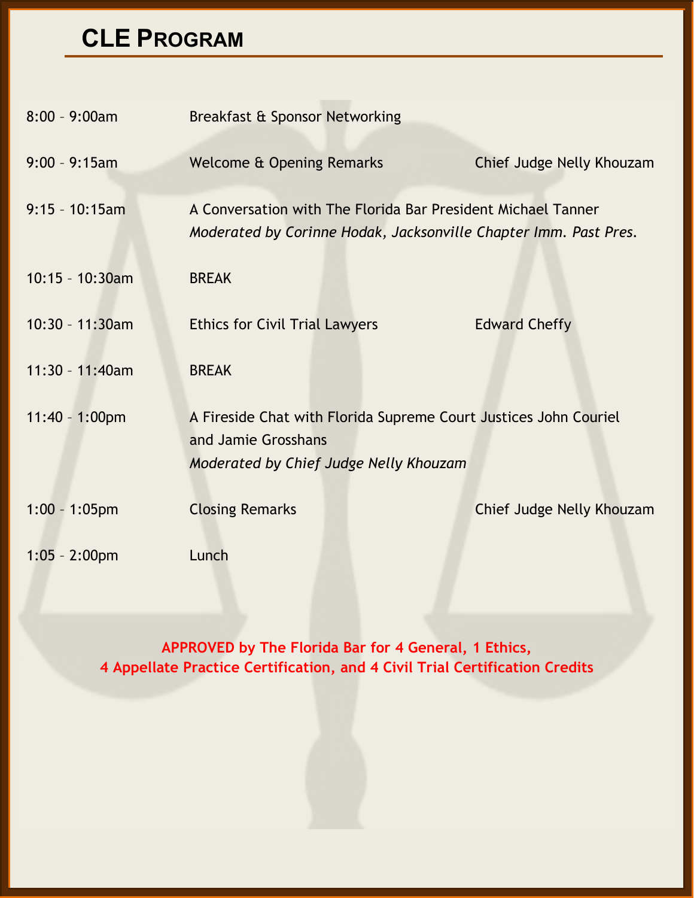## CLE Program

| | | |
|---|---|---|
| 8:00 – 9:00am | Breakfast & Sponsor Networking | |
| 9:00 – 9:15am | Welcome & Opening Remarks | Chief Judge Nelly Khouzam |
| 9:15 – 10:15am | A Conversation with The Florida Bar President Michael Tanner<br>*Moderated by Corinne Hodak, Jacksonville Chapter Imm. Past Pres.* | |
| 10:15 – 10:30am | BREAK | |
| 10:30 – 11:30am | Ethics for Civil Trial Lawyers | Edward Cheffy |
| 11:30 – 11:40am | BREAK | |
| 11:40 – 1:00pm | A Fireside Chat with Florida Supreme Court Justices John Couriel and Jamie Grosshans<br>*Moderated by Chief Judge Nelly Khouzam* | |
| 1:00 – 1:05pm | Closing Remarks | Chief Judge Nelly Khouzam |
| 1:05 – 2:00pm | Lunch | |

**APPROVED by The Florida Bar for 4 General, 1 Ethics, 4 Appellate Practice Certification, and 4 Civil Trial Certification Credits**